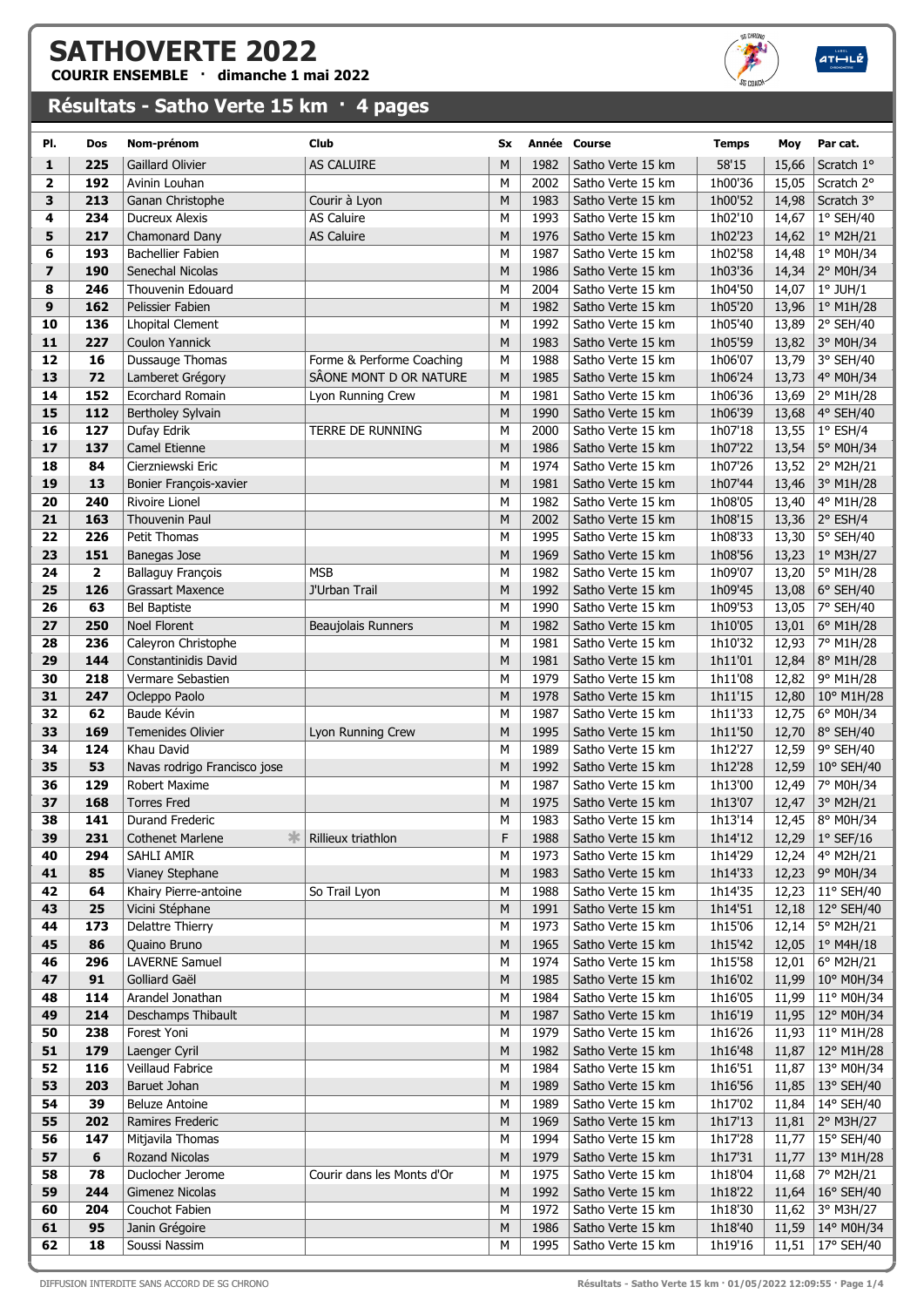# SATHOVERTE 2022

**COURIR ENSEMBLE · dimanche 1 mai 2022**

## Résultats - Satho Verte 15 km · 4 pages

| Pl. | Dos | Nom-prénom | Club | Sx | Année | Course | Temps | Moy | Par cat. |
|---|---|---|---|---|---|---|---|---|---|
| 1 | 225 | Gaillard Olivier | AS CALUIRE | M | 1982 | Satho Verte 15 km | 58'15 | 15,66 | Scratch 1° |
| 2 | 192 | Avinin Louhan | | M | 2002 | Satho Verte 15 km | 1h00'36 | 15,05 | Scratch 2° |
| 3 | 213 | Ganan Christophe | Courir à Lyon | M | 1983 | Satho Verte 15 km | 1h00'52 | 14,98 | Scratch 3° |
| 4 | 234 | Ducreux Alexis | AS Caluire | M | 1993 | Satho Verte 15 km | 1h02'10 | 14,67 | 1° SEH/40 |
| 5 | 217 | Chamonard Dany | AS Caluire | M | 1976 | Satho Verte 15 km | 1h02'23 | 14,62 | 1° M2H/21 |
| 6 | 193 | Bachellier Fabien | | M | 1987 | Satho Verte 15 km | 1h02'58 | 14,48 | 1° M0H/34 |
| 7 | 190 | Senechal Nicolas | | M | 1986 | Satho Verte 15 km | 1h03'36 | 14,34 | 2° M0H/34 |
| 8 | 246 | Thouvenin Edouard | | M | 2004 | Satho Verte 15 km | 1h04'50 | 14,07 | 1° JUH/1 |
| 9 | 162 | Pelissier Fabien | | M | 1982 | Satho Verte 15 km | 1h05'20 | 13,96 | 1° M1H/28 |
| 10 | 136 | Lhopital Clement | | M | 1992 | Satho Verte 15 km | 1h05'40 | 13,89 | 2° SEH/40 |
| 11 | 227 | Coulon Yannick | | M | 1983 | Satho Verte 15 km | 1h05'59 | 13,82 | 3° M0H/34 |
| 12 | 16 | Dussauge Thomas | Forme & Performe Coaching | M | 1988 | Satho Verte 15 km | 1h06'07 | 13,79 | 3° SEH/40 |
| 13 | 72 | Lamberet Grégory | SÂONE MONT D OR NATURE | M | 1985 | Satho Verte 15 km | 1h06'24 | 13,73 | 4° M0H/34 |
| 14 | 152 | Ecorchard Romain | Lyon Running Crew | M | 1981 | Satho Verte 15 km | 1h06'36 | 13,69 | 2° M1H/28 |
| 15 | 112 | Bertholey Sylvain | | M | 1990 | Satho Verte 15 km | 1h06'39 | 13,68 | 4° SEH/40 |
| 16 | 127 | Dufay Edrik | TERRE DE RUNNING | M | 2000 | Satho Verte 15 km | 1h07'18 | 13,55 | 1° ESH/4 |
| 17 | 137 | Camel Etienne | | M | 1986 | Satho Verte 15 km | 1h07'22 | 13,54 | 5° M0H/34 |
| 18 | 84 | Cierzniewski Eric | | M | 1974 | Satho Verte 15 km | 1h07'26 | 13,52 | 2° M2H/21 |
| 19 | 13 | Bonier François-xavier | | M | 1981 | Satho Verte 15 km | 1h07'44 | 13,46 | 3° M1H/28 |
| 20 | 240 | Rivoire Lionel | | M | 1982 | Satho Verte 15 km | 1h08'05 | 13,40 | 4° M1H/28 |
| 21 | 163 | Thouvenin Paul | | M | 2002 | Satho Verte 15 km | 1h08'15 | 13,36 | 2° ESH/4 |
| 22 | 226 | Petit Thomas | | M | 1995 | Satho Verte 15 km | 1h08'33 | 13,30 | 5° SEH/40 |
| 23 | 151 | Banegas Jose | | M | 1969 | Satho Verte 15 km | 1h08'56 | 13,23 | 1° M3H/27 |
| 24 | 2 | Ballaguy François | MSB | M | 1982 | Satho Verte 15 km | 1h09'07 | 13,20 | 5° M1H/28 |
| 25 | 126 | Grassart Maxence | J'Urban Trail | M | 1992 | Satho Verte 15 km | 1h09'45 | 13,08 | 6° SEH/40 |
| 26 | 63 | Bel Baptiste | | M | 1990 | Satho Verte 15 km | 1h09'53 | 13,05 | 7° SEH/40 |
| 27 | 250 | Noel Florent | Beaujolais Runners | M | 1982 | Satho Verte 15 km | 1h10'05 | 13,01 | 6° M1H/28 |
| 28 | 236 | Caleyron Christophe | | M | 1981 | Satho Verte 15 km | 1h10'32 | 12,93 | 7° M1H/28 |
| 29 | 144 | Constantinidis David | | M | 1981 | Satho Verte 15 km | 1h11'01 | 12,84 | 8° M1H/28 |
| 30 | 218 | Vermare Sebastien | | M | 1979 | Satho Verte 15 km | 1h11'08 | 12,82 | 9° M1H/28 |
| 31 | 247 | Ocleppo Paolo | | M | 1978 | Satho Verte 15 km | 1h11'15 | 12,80 | 10° M1H/28 |
| 32 | 62 | Baude Kévin | | M | 1987 | Satho Verte 15 km | 1h11'33 | 12,75 | 6° M0H/34 |
| 33 | 169 | Temenides Olivier | Lyon Running Crew | M | 1995 | Satho Verte 15 km | 1h11'50 | 12,70 | 8° SEH/40 |
| 34 | 124 | Khau David | | M | 1989 | Satho Verte 15 km | 1h12'27 | 12,59 | 9° SEH/40 |
| 35 | 53 | Navas rodrigo Francisco jose | | M | 1992 | Satho Verte 15 km | 1h12'28 | 12,59 | 10° SEH/40 |
| 36 | 129 | Robert Maxime | | M | 1987 | Satho Verte 15 km | 1h13'00 | 12,49 | 7° M0H/34 |
| 37 | 168 | Torres Fred | | M | 1975 | Satho Verte 15 km | 1h13'07 | 12,47 | 3° M2H/21 |
| 38 | 141 | Durand Frederic | | M | 1983 | Satho Verte 15 km | 1h13'14 | 12,45 | 8° M0H/34 |
| 39 | 231 | Cothenet Marlene * | Rillieux triathlon | F | 1988 | Satho Verte 15 km | 1h14'12 | 12,29 | 1° SEF/16 |
| 40 | 294 | SAHLI AMIR | | M | 1973 | Satho Verte 15 km | 1h14'29 | 12,24 | 4° M2H/21 |
| 41 | 85 | Vianey Stephane | | M | 1983 | Satho Verte 15 km | 1h14'33 | 12,23 | 9° M0H/34 |
| 42 | 64 | Khairy Pierre-antoine | So Trail Lyon | M | 1988 | Satho Verte 15 km | 1h14'35 | 12,23 | 11° SEH/40 |
| 43 | 25 | Vicini Stéphane | | M | 1991 | Satho Verte 15 km | 1h14'51 | 12,18 | 12° SEH/40 |
| 44 | 173 | Delattre Thierry | | M | 1973 | Satho Verte 15 km | 1h15'06 | 12,14 | 5° M2H/21 |
| 45 | 86 | Quaino Bruno | | M | 1965 | Satho Verte 15 km | 1h15'42 | 12,05 | 1° M4H/18 |
| 46 | 296 | LAVERNE Samuel | | M | 1974 | Satho Verte 15 km | 1h15'58 | 12,01 | 6° M2H/21 |
| 47 | 91 | Golliard Gaël | | M | 1985 | Satho Verte 15 km | 1h16'02 | 11,99 | 10° M0H/34 |
| 48 | 114 | Arandel Jonathan | | M | 1984 | Satho Verte 15 km | 1h16'05 | 11,99 | 11° M0H/34 |
| 49 | 214 | Deschamps Thibault | | M | 1987 | Satho Verte 15 km | 1h16'19 | 11,95 | 12° M0H/34 |
| 50 | 238 | Forest Yoni | | M | 1979 | Satho Verte 15 km | 1h16'26 | 11,93 | 11° M1H/28 |
| 51 | 179 | Laenger Cyril | | M | 1982 | Satho Verte 15 km | 1h16'48 | 11,87 | 12° M1H/28 |
| 52 | 116 | Veillaud Fabrice | | M | 1984 | Satho Verte 15 km | 1h16'51 | 11,87 | 13° M0H/34 |
| 53 | 203 | Baruet Johan | | M | 1989 | Satho Verte 15 km | 1h16'56 | 11,85 | 13° SEH/40 |
| 54 | 39 | Beluze Antoine | | M | 1989 | Satho Verte 15 km | 1h17'02 | 11,84 | 14° SEH/40 |
| 55 | 202 | Ramires Frederic | | M | 1969 | Satho Verte 15 km | 1h17'13 | 11,81 | 2° M3H/27 |
| 56 | 147 | Mitjavila Thomas | | M | 1994 | Satho Verte 15 km | 1h17'28 | 11,77 | 15° SEH/40 |
| 57 | 6 | Rozand Nicolas | | M | 1979 | Satho Verte 15 km | 1h17'31 | 11,77 | 13° M1H/28 |
| 58 | 78 | Duclocher Jerome | Courir dans les Monts d'Or | M | 1975 | Satho Verte 15 km | 1h18'04 | 11,68 | 7° M2H/21 |
| 59 | 244 | Gimenez Nicolas | | M | 1992 | Satho Verte 15 km | 1h18'22 | 11,64 | 16° SEH/40 |
| 60 | 204 | Couchot Fabien | | M | 1972 | Satho Verte 15 km | 1h18'30 | 11,62 | 3° M3H/27 |
| 61 | 95 | Janin Grégoire | | M | 1986 | Satho Verte 15 km | 1h18'40 | 11,59 | 14° M0H/34 |
| 62 | 18 | Soussi Nassim | | M | 1995 | Satho Verte 15 km | 1h19'16 | 11,51 | 17° SEH/40 |

DIFFUSION INTERDITE SANS ACCORD DE SG CHRONO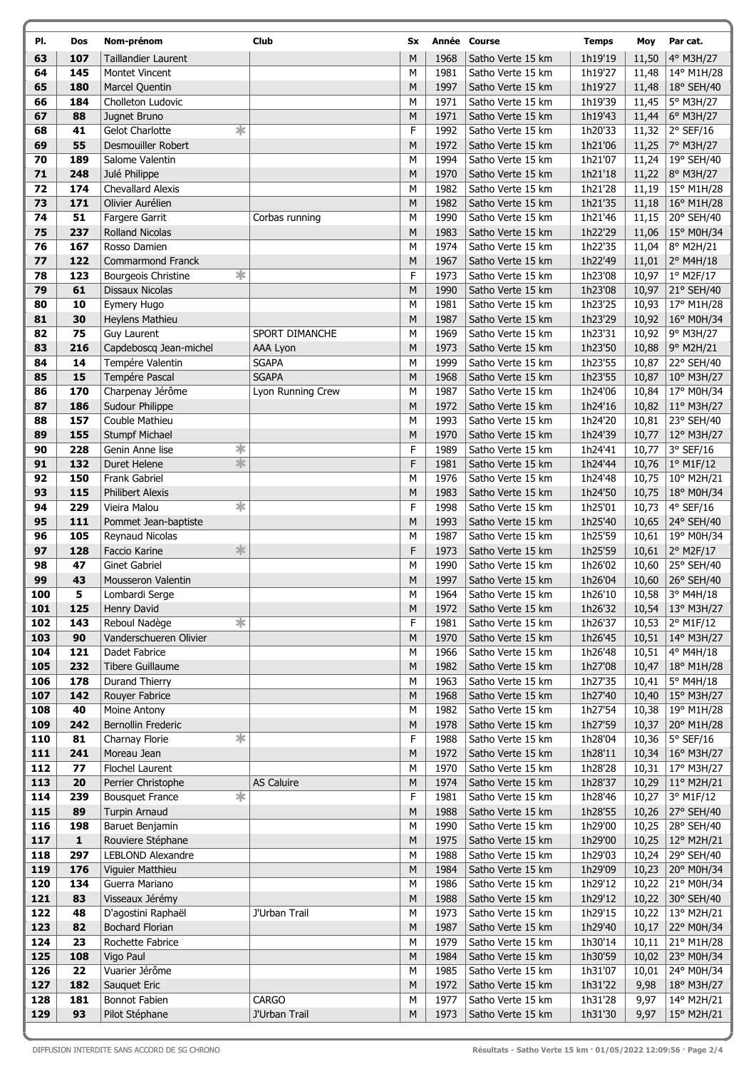| Pl. | Dos | Nom-prénom | | Club | Sx | Année | Course | Temps | Moy | Par cat. |
|---|---|---|---|---|---|---|---|---|---|---|
| 63 | 107 | Taillandier Laurent | | | M | 1968 | Satho Verte 15 km | 1h19'19 | 11,50 | 4° M3H/27 |
| 64 | 145 | Montet Vincent | | | M | 1981 | Satho Verte 15 km | 1h19'27 | 11,48 | 14° M1H/28 |
| 65 | 180 | Marcel Quentin | | | M | 1997 | Satho Verte 15 km | 1h19'27 | 11,48 | 18° SEH/40 |
| 66 | 184 | Cholleton Ludovic | | | M | 1971 | Satho Verte 15 km | 1h19'39 | 11,45 | 5° M3H/27 |
| 67 | 88 | Jugnet Bruno | | | M | 1971 | Satho Verte 15 km | 1h19'43 | 11,44 | 6° M3H/27 |
| 68 | 41 | Gelot Charlotte | * | | F | 1992 | Satho Verte 15 km | 1h20'33 | 11,32 | 2° SEF/16 |
| 69 | 55 | Desmouiller Robert | | | M | 1972 | Satho Verte 15 km | 1h21'06 | 11,25 | 7° M3H/27 |
| 70 | 189 | Salome Valentin | | | M | 1994 | Satho Verte 15 km | 1h21'07 | 11,24 | 19° SEH/40 |
| 71 | 248 | Julé Philippe | | | M | 1970 | Satho Verte 15 km | 1h21'18 | 11,22 | 8° M3H/27 |
| 72 | 174 | Chevallard Alexis | | | M | 1982 | Satho Verte 15 km | 1h21'28 | 11,19 | 15° M1H/28 |
| 73 | 171 | Olivier Aurélien | | | M | 1982 | Satho Verte 15 km | 1h21'35 | 11,18 | 16° M1H/28 |
| 74 | 51 | Fargere Garrit | | Corbas running | M | 1990 | Satho Verte 15 km | 1h21'46 | 11,15 | 20° SEH/40 |
| 75 | 237 | Rolland Nicolas | | | M | 1983 | Satho Verte 15 km | 1h22'29 | 11,06 | 15° M0H/34 |
| 76 | 167 | Rosso Damien | | | M | 1974 | Satho Verte 15 km | 1h22'35 | 11,04 | 8° M2H/21 |
| 77 | 122 | Commarmond Franck | | | M | 1967 | Satho Verte 15 km | 1h22'49 | 11,01 | 2° M4H/18 |
| 78 | 123 | Bourgeois Christine | * | | F | 1973 | Satho Verte 15 km | 1h23'08 | 10,97 | 1° M2F/17 |
| 79 | 61 | Dissaux Nicolas | | | M | 1990 | Satho Verte 15 km | 1h23'08 | 10,97 | 21° SEH/40 |
| 80 | 10 | Eymery Hugo | | | M | 1981 | Satho Verte 15 km | 1h23'25 | 10,93 | 17° M1H/28 |
| 81 | 30 | Heylens Mathieu | | | M | 1987 | Satho Verte 15 km | 1h23'29 | 10,92 | 16° M0H/34 |
| 82 | 75 | Guy Laurent | | SPORT DIMANCHE | M | 1969 | Satho Verte 15 km | 1h23'31 | 10,92 | 9° M3H/27 |
| 83 | 216 | Capdeboscq Jean-michel | | AAA Lyon | M | 1973 | Satho Verte 15 km | 1h23'50 | 10,88 | 9° M2H/21 |
| 84 | 14 | Tempére Valentin | | SGAPA | M | 1999 | Satho Verte 15 km | 1h23'55 | 10,87 | 22° SEH/40 |
| 85 | 15 | Tempére Pascal | | SGAPA | M | 1968 | Satho Verte 15 km | 1h23'55 | 10,87 | 10° M3H/27 |
| 86 | 170 | Charpenay Jérôme | | Lyon Running Crew | M | 1987 | Satho Verte 15 km | 1h24'06 | 10,84 | 17° M0H/34 |
| 87 | 186 | Sudour Philippe | | | M | 1972 | Satho Verte 15 km | 1h24'16 | 10,82 | 11° M3H/27 |
| 88 | 157 | Couble Mathieu | | | M | 1993 | Satho Verte 15 km | 1h24'20 | 10,81 | 23° SEH/40 |
| 89 | 155 | Stumpf Michael | | | M | 1970 | Satho Verte 15 km | 1h24'39 | 10,77 | 12° M3H/27 |
| 90 | 228 | Genin Anne lise | * | | F | 1989 | Satho Verte 15 km | 1h24'41 | 10,77 | 3° SEF/16 |
| 91 | 132 | Duret Helene | * | | F | 1981 | Satho Verte 15 km | 1h24'44 | 10,76 | 1° M1F/12 |
| 92 | 150 | Frank Gabriel | | | M | 1976 | Satho Verte 15 km | 1h24'48 | 10,75 | 10° M2H/21 |
| 93 | 115 | Philibert Alexis | | | M | 1983 | Satho Verte 15 km | 1h24'50 | 10,75 | 18° M0H/34 |
| 94 | 229 | Vieira Malou | * | | F | 1998 | Satho Verte 15 km | 1h25'01 | 10,73 | 4° SEF/16 |
| 95 | 111 | Pommet Jean-baptiste | | | M | 1993 | Satho Verte 15 km | 1h25'40 | 10,65 | 24° SEH/40 |
| 96 | 105 | Reynaud Nicolas | | | M | 1987 | Satho Verte 15 km | 1h25'59 | 10,61 | 19° M0H/34 |
| 97 | 128 | Faccio Karine | * | | F | 1973 | Satho Verte 15 km | 1h25'59 | 10,61 | 2° M2F/17 |
| 98 | 47 | Ginet Gabriel | | | M | 1990 | Satho Verte 15 km | 1h26'02 | 10,60 | 25° SEH/40 |
| 99 | 43 | Mousseron Valentin | | | M | 1997 | Satho Verte 15 km | 1h26'04 | 10,60 | 26° SEH/40 |
| 100 | 5 | Lombardi Serge | | | M | 1964 | Satho Verte 15 km | 1h26'10 | 10,58 | 3° M4H/18 |
| 101 | 125 | Henry David | | | M | 1972 | Satho Verte 15 km | 1h26'32 | 10,54 | 13° M3H/27 |
| 102 | 143 | Reboul Nadège | * | | F | 1981 | Satho Verte 15 km | 1h26'37 | 10,53 | 2° M1F/12 |
| 103 | 90 | Vanderschueren Olivier | | | M | 1970 | Satho Verte 15 km | 1h26'45 | 10,51 | 14° M3H/27 |
| 104 | 121 | Dadet Fabrice | | | M | 1966 | Satho Verte 15 km | 1h26'48 | 10,51 | 4° M4H/18 |
| 105 | 232 | Tibere Guillaume | | | M | 1982 | Satho Verte 15 km | 1h27'08 | 10,47 | 18° M1H/28 |
| 106 | 178 | Durand Thierry | | | M | 1963 | Satho Verte 15 km | 1h27'35 | 10,41 | 5° M4H/18 |
| 107 | 142 | Rouyer Fabrice | | | M | 1968 | Satho Verte 15 km | 1h27'40 | 10,40 | 15° M3H/27 |
| 108 | 40 | Moine Antony | | | M | 1982 | Satho Verte 15 km | 1h27'54 | 10,38 | 19° M1H/28 |
| 109 | 242 | Bernollin Frederic | | | M | 1978 | Satho Verte 15 km | 1h27'59 | 10,37 | 20° M1H/28 |
| 110 | 81 | Charnay Florie | * | | F | 1988 | Satho Verte 15 km | 1h28'04 | 10,36 | 5° SEF/16 |
| 111 | 241 | Moreau Jean | | | M | 1972 | Satho Verte 15 km | 1h28'11 | 10,34 | 16° M3H/27 |
| 112 | 77 | Flochel Laurent | | | M | 1970 | Satho Verte 15 km | 1h28'28 | 10,31 | 17° M3H/27 |
| 113 | 20 | Perrier Christophe | | AS Caluire | M | 1974 | Satho Verte 15 km | 1h28'37 | 10,29 | 11° M2H/21 |
| 114 | 239 | Bousquet France | * | | F | 1981 | Satho Verte 15 km | 1h28'46 | 10,27 | 3° M1F/12 |
| 115 | 89 | Turpin Arnaud | | | M | 1988 | Satho Verte 15 km | 1h28'55 | 10,26 | 27° SEH/40 |
| 116 | 198 | Baruet Benjamin | | | M | 1990 | Satho Verte 15 km | 1h29'00 | 10,25 | 28° SEH/40 |
| 117 | 1 | Rouviere Stéphane | | | M | 1975 | Satho Verte 15 km | 1h29'00 | 10,25 | 12° M2H/21 |
| 118 | 297 | LEBLOND Alexandre | | | M | 1988 | Satho Verte 15 km | 1h29'03 | 10,24 | 29° SEH/40 |
| 119 | 176 | Viguier Matthieu | | | M | 1984 | Satho Verte 15 km | 1h29'09 | 10,23 | 20° M0H/34 |
| 120 | 134 | Guerra Mariano | | | M | 1986 | Satho Verte 15 km | 1h29'12 | 10,22 | 21° M0H/34 |
| 121 | 83 | Visseaux Jérémy | | | M | 1988 | Satho Verte 15 km | 1h29'12 | 10,22 | 30° SEH/40 |
| 122 | 48 | D'agostini Raphaël | | J'Urban Trail | M | 1973 | Satho Verte 15 km | 1h29'15 | 10,22 | 13° M2H/21 |
| 123 | 82 | Bochard Florian | | | M | 1987 | Satho Verte 15 km | 1h29'40 | 10,17 | 22° M0H/34 |
| 124 | 23 | Rochette Fabrice | | | M | 1979 | Satho Verte 15 km | 1h30'14 | 10,11 | 21° M1H/28 |
| 125 | 108 | Vigo Paul | | | M | 1984 | Satho Verte 15 km | 1h30'59 | 10,02 | 23° M0H/34 |
| 126 | 22 | Vuarier Jérôme | | | M | 1985 | Satho Verte 15 km | 1h31'07 | 10,01 | 24° M0H/34 |
| 127 | 182 | Sauquet Eric | | | M | 1972 | Satho Verte 15 km | 1h31'22 | 9,98 | 18° M3H/27 |
| 128 | 181 | Bonnot Fabien | | CARGO | M | 1977 | Satho Verte 15 km | 1h31'28 | 9,97 | 14° M2H/21 |
| 129 | 93 | Pilot Stéphane | | J'Urban Trail | M | 1973 | Satho Verte 15 km | 1h31'30 | 9,97 | 15° M2H/21 |

DIFFUSION INTERDITE SANS ACCORD DE SG CHRONO

Résultats - Satho Verte 15 km · 01/05/2022 12:09:56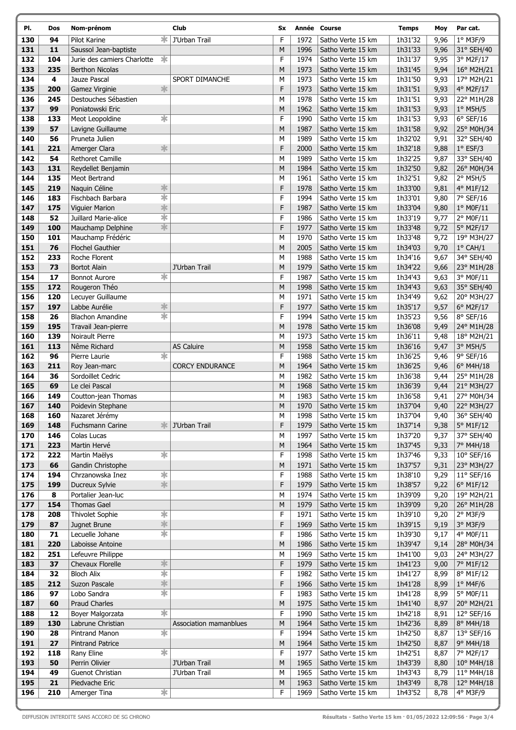| Pl. | Dos | Nom-prénom | | Club | Sx | Année | Course | Temps | Moy | Par cat. |
|---|---|---|---|---|---|---|---|---|---|---|
| 130 | 94 | Pilot Karine | * | J'Urban Trail | F | 1972 | Satho Verte 15 km | 1h31'32 | 9,96 | 1° M3F/9 |
| 131 | 11 | Saussol Jean-baptiste | | | M | 1996 | Satho Verte 15 km | 1h31'33 | 9,96 | 31° SEH/40 |
| 132 | 104 | Jurie des camiers Charlotte | * | | F | 1974 | Satho Verte 15 km | 1h31'37 | 9,95 | 3° M2F/17 |
| 133 | 235 | Berthon Nicolas | | | M | 1973 | Satho Verte 15 km | 1h31'45 | 9,94 | 16° M2H/21 |
| 134 | 4 | Jauze Pascal | | SPORT DIMANCHE | M | 1973 | Satho Verte 15 km | 1h31'50 | 9,93 | 17° M2H/21 |
| 135 | 200 | Gamez Virginie | * | | F | 1973 | Satho Verte 15 km | 1h31'51 | 9,93 | 4° M2F/17 |
| 136 | 245 | Destouches Sébastien | | | M | 1978 | Satho Verte 15 km | 1h31'51 | 9,93 | 22° M1H/28 |
| 137 | 99 | Poniatowski Eric | | | M | 1962 | Satho Verte 15 km | 1h31'53 | 9,93 | 1° M5H/5 |
| 138 | 133 | Meot Leopoldine | * | | F | 1990 | Satho Verte 15 km | 1h31'53 | 9,93 | 6° SEF/16 |
| 139 | 57 | Lavigne Guillaume | | | M | 1987 | Satho Verte 15 km | 1h31'58 | 9,92 | 25° M0H/34 |
| 140 | 56 | Pruneta Julien | | | M | 1989 | Satho Verte 15 km | 1h32'02 | 9,91 | 32° SEH/40 |
| 141 | 221 | Amerger Clara | * | | F | 2000 | Satho Verte 15 km | 1h32'18 | 9,88 | 1° ESF/3 |
| 142 | 54 | Rethoret Camille | | | M | 1989 | Satho Verte 15 km | 1h32'25 | 9,87 | 33° SEH/40 |
| 143 | 131 | Reydellet Benjamin | | | M | 1984 | Satho Verte 15 km | 1h32'50 | 9,82 | 26° M0H/34 |
| 144 | 135 | Meot Bertrand | | | M | 1961 | Satho Verte 15 km | 1h32'51 | 9,82 | 2° M5H/5 |
| 145 | 219 | Naquin Céline | * | | F | 1978 | Satho Verte 15 km | 1h33'00 | 9,81 | 4° M1F/12 |
| 146 | 183 | Fischbach Barbara | * | | F | 1994 | Satho Verte 15 km | 1h33'01 | 9,80 | 7° SEF/16 |
| 147 | 175 | Viguier Marion | * | | F | 1987 | Satho Verte 15 km | 1h33'04 | 9,80 | 1° M0F/11 |
| 148 | 52 | Juillard Marie-alice | * | | F | 1986 | Satho Verte 15 km | 1h33'19 | 9,77 | 2° M0F/11 |
| 149 | 100 | Mauchamp Delphine | * | | F | 1977 | Satho Verte 15 km | 1h33'48 | 9,72 | 5° M2F/17 |
| 150 | 101 | Mauchamp Frédéric | | | M | 1970 | Satho Verte 15 km | 1h33'48 | 9,72 | 19° M3H/27 |
| 151 | 76 | Flochel Gauthier | | | M | 2005 | Satho Verte 15 km | 1h34'03 | 9,70 | 1° CAH/1 |
| 152 | 233 | Roche Florent | | | M | 1988 | Satho Verte 15 km | 1h34'16 | 9,67 | 34° SEH/40 |
| 153 | 73 | Bortot Alain | | J'Urban Trail | M | 1979 | Satho Verte 15 km | 1h34'22 | 9,66 | 23° M1H/28 |
| 154 | 17 | Bonnot Aurore | * | | F | 1987 | Satho Verte 15 km | 1h34'43 | 9,63 | 3° M0F/11 |
| 155 | 172 | Rougeron Théo | | | M | 1998 | Satho Verte 15 km | 1h34'43 | 9,63 | 35° SEH/40 |
| 156 | 120 | Lecuyer Guillaume | | | M | 1971 | Satho Verte 15 km | 1h34'49 | 9,62 | 20° M3H/27 |
| 157 | 197 | Labbe Aurélie | * | | F | 1977 | Satho Verte 15 km | 1h35'17 | 9,57 | 6° M2F/17 |
| 158 | 26 | Blachon Amandine | * | | F | 1994 | Satho Verte 15 km | 1h35'23 | 9,56 | 8° SEF/16 |
| 159 | 195 | Travail Jean-pierre | | | M | 1978 | Satho Verte 15 km | 1h36'08 | 9,49 | 24° M1H/28 |
| 160 | 139 | Noirault Pierre | | | M | 1973 | Satho Verte 15 km | 1h36'11 | 9,48 | 18° M2H/21 |
| 161 | 113 | Nême Richard | | AS Caluire | M | 1958 | Satho Verte 15 km | 1h36'16 | 9,47 | 3° M5H/5 |
| 162 | 96 | Pierre Laurie | * | | F | 1988 | Satho Verte 15 km | 1h36'25 | 9,46 | 9° SEF/16 |
| 163 | 211 | Roy Jean-marc | | CORCY ENDURANCE | M | 1964 | Satho Verte 15 km | 1h36'25 | 9,46 | 6° M4H/18 |
| 164 | 36 | Sordoillet Cedric | | | M | 1982 | Satho Verte 15 km | 1h36'38 | 9,44 | 25° M1H/28 |
| 165 | 69 | Le clei Pascal | | | M | 1968 | Satho Verte 15 km | 1h36'39 | 9,44 | 21° M3H/27 |
| 166 | 149 | Coutton-jean Thomas | | | M | 1983 | Satho Verte 15 km | 1h36'58 | 9,41 | 27° M0H/34 |
| 167 | 140 | Poidevin Stephane | | | M | 1970 | Satho Verte 15 km | 1h37'04 | 9,40 | 22° M3H/27 |
| 168 | 160 | Nazaret Jérémy | | | M | 1998 | Satho Verte 15 km | 1h37'04 | 9,40 | 36° SEH/40 |
| 169 | 148 | Fuchsmann Carine | * | J'Urban Trail | F | 1979 | Satho Verte 15 km | 1h37'14 | 9,38 | 5° M1F/12 |
| 170 | 146 | Colas Lucas | | | M | 1997 | Satho Verte 15 km | 1h37'20 | 9,37 | 37° SEH/40 |
| 171 | 223 | Martin Hervé | | | M | 1964 | Satho Verte 15 km | 1h37'45 | 9,33 | 7° M4H/18 |
| 172 | 222 | Martin Maëlys | * | | F | 1998 | Satho Verte 15 km | 1h37'46 | 9,33 | 10° SEF/16 |
| 173 | 66 | Gandin Christophe | | | M | 1971 | Satho Verte 15 km | 1h37'57 | 9,31 | 23° M3H/27 |
| 174 | 194 | Chrzanowska Inez | * | | F | 1988 | Satho Verte 15 km | 1h38'10 | 9,29 | 11° SEF/16 |
| 175 | 199 | Ducreux Sylvie | * | | F | 1979 | Satho Verte 15 km | 1h38'57 | 9,22 | 6° M1F/12 |
| 176 | 8 | Portalier Jean-luc | | | M | 1974 | Satho Verte 15 km | 1h39'09 | 9,20 | 19° M2H/21 |
| 177 | 154 | Thomas Gael | | | M | 1979 | Satho Verte 15 km | 1h39'09 | 9,20 | 26° M1H/28 |
| 178 | 208 | Thivolet Sophie | * | | F | 1971 | Satho Verte 15 km | 1h39'10 | 9,20 | 2° M3F/9 |
| 179 | 87 | Jugnet Brune | * | | F | 1969 | Satho Verte 15 km | 1h39'15 | 9,19 | 3° M3F/9 |
| 180 | 71 | Lecuelle Johane | * | | F | 1986 | Satho Verte 15 km | 1h39'30 | 9,17 | 4° M0F/11 |
| 181 | 220 | Laboisse Antoine | | | M | 1986 | Satho Verte 15 km | 1h39'47 | 9,14 | 28° M0H/34 |
| 182 | 251 | Lefeuvre Philippe | | | M | 1969 | Satho Verte 15 km | 1h41'00 | 9,03 | 24° M3H/27 |
| 183 | 37 | Chevaux Florelle | * | | F | 1979 | Satho Verte 15 km | 1h41'23 | 9,00 | 7° M1F/12 |
| 184 | 32 | Bloch Alix | * | | F | 1982 | Satho Verte 15 km | 1h41'27 | 8,99 | 8° M1F/12 |
| 185 | 212 | Suzon Pascale | * | | F | 1966 | Satho Verte 15 km | 1h41'28 | 8,99 | 1° M4F/6 |
| 186 | 97 | Lobo Sandra | * | | F | 1983 | Satho Verte 15 km | 1h41'28 | 8,99 | 5° M0F/11 |
| 187 | 60 | Praud Charles | | | M | 1975 | Satho Verte 15 km | 1h41'40 | 8,97 | 20° M2H/21 |
| 188 | 12 | Boyer Malgorzata | * | | F | 1990 | Satho Verte 15 km | 1h42'18 | 8,91 | 12° SEF/16 |
| 189 | 130 | Labrune Christian | | Association mamanblues | M | 1964 | Satho Verte 15 km | 1h42'36 | 8,89 | 8° M4H/18 |
| 190 | 28 | Pintrand Manon | * | | F | 1994 | Satho Verte 15 km | 1h42'50 | 8,87 | 13° SEF/16 |
| 191 | 27 | Pintrand Patrice | | | M | 1964 | Satho Verte 15 km | 1h42'50 | 8,87 | 9° M4H/18 |
| 192 | 118 | Rany Eline | * | | F | 1977 | Satho Verte 15 km | 1h42'51 | 8,87 | 7° M2F/17 |
| 193 | 50 | Perrin Olivier | | J'Urban Trail | M | 1965 | Satho Verte 15 km | 1h43'39 | 8,80 | 10° M4H/18 |
| 194 | 49 | Guenot Christian | | J'Urban Trail | M | 1965 | Satho Verte 15 km | 1h43'43 | 8,79 | 11° M4H/18 |
| 195 | 21 | Piedvache Eric | | | M | 1963 | Satho Verte 15 km | 1h43'49 | 8,78 | 12° M4H/18 |
| 196 | 210 | Amerger Tina | * | | F | 1969 | Satho Verte 15 km | 1h43'52 | 8,78 | 4° M3F/9 |

DIFFUSION INTERDITE SANS ACCORD DE SG CHRONO

Résultats - Satho Verte 15 km · 01/05/2022 12:09:56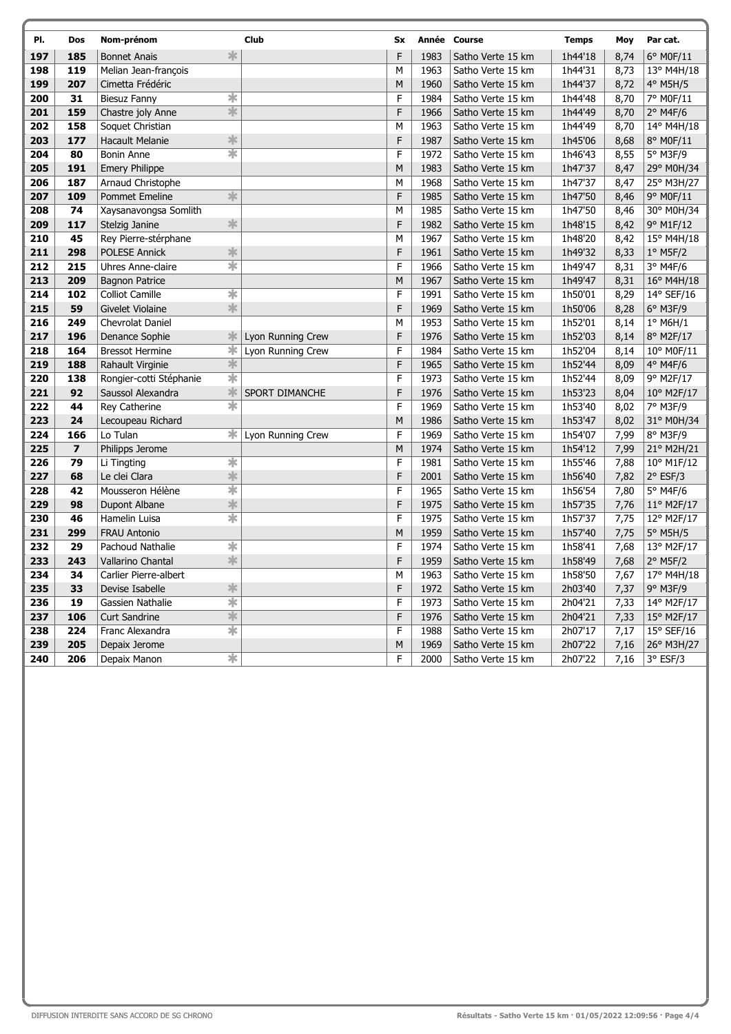| Pl. | Dos | Nom-prénom | | Club | Sx | Année | Course | Temps | Moy | Par cat. |
|---|---|---|---|---|---|---|---|---|---|---|
| 197 | 185 | Bonnet Anais | * | | F | 1983 | Satho Verte 15 km | 1h44'18 | 8,74 | 6° M0F/11 |
| 198 | 119 | Melian Jean-françois | | | M | 1963 | Satho Verte 15 km | 1h44'31 | 8,73 | 13° M4H/18 |
| 199 | 207 | Cimetta Frédéric | | | M | 1960 | Satho Verte 15 km | 1h44'37 | 8,72 | 4° M5H/5 |
| 200 | 31 | Biesuz Fanny | * | | F | 1984 | Satho Verte 15 km | 1h44'48 | 8,70 | 7° M0F/11 |
| 201 | 159 | Chastre joly Anne | * | | F | 1966 | Satho Verte 15 km | 1h44'49 | 8,70 | 2° M4F/6 |
| 202 | 158 | Soquet Christian | | | M | 1963 | Satho Verte 15 km | 1h44'49 | 8,70 | 14° M4H/18 |
| 203 | 177 | Hacault Melanie | * | | F | 1987 | Satho Verte 15 km | 1h45'06 | 8,68 | 8° M0F/11 |
| 204 | 80 | Bonin Anne | * | | F | 1972 | Satho Verte 15 km | 1h46'43 | 8,55 | 5° M3F/9 |
| 205 | 191 | Emery Philippe | | | M | 1983 | Satho Verte 15 km | 1h47'37 | 8,47 | 29° M0H/34 |
| 206 | 187 | Arnaud Christophe | | | M | 1968 | Satho Verte 15 km | 1h47'37 | 8,47 | 25° M3H/27 |
| 207 | 109 | Pommet Emeline | * | | F | 1985 | Satho Verte 15 km | 1h47'50 | 8,46 | 9° M0F/11 |
| 208 | 74 | Xaysanavongsa Somlith | | | M | 1985 | Satho Verte 15 km | 1h47'50 | 8,46 | 30° M0H/34 |
| 209 | 117 | Stelzig Janine | * | | F | 1982 | Satho Verte 15 km | 1h48'15 | 8,42 | 9° M1F/12 |
| 210 | 45 | Rey Pierre-stérphane | | | M | 1967 | Satho Verte 15 km | 1h48'20 | 8,42 | 15° M4H/18 |
| 211 | 298 | POLESE Annick | * | | F | 1961 | Satho Verte 15 km | 1h49'32 | 8,33 | 1° M5F/2 |
| 212 | 215 | Uhres Anne-claire | * | | F | 1966 | Satho Verte 15 km | 1h49'47 | 8,31 | 3° M4F/6 |
| 213 | 209 | Bagnon Patrice | | | M | 1967 | Satho Verte 15 km | 1h49'47 | 8,31 | 16° M4H/18 |
| 214 | 102 | Colliot Camille | * | | F | 1991 | Satho Verte 15 km | 1h50'01 | 8,29 | 14° SEF/16 |
| 215 | 59 | Givelet Violaine | * | | F | 1969 | Satho Verte 15 km | 1h50'06 | 8,28 | 6° M3F/9 |
| 216 | 249 | Chevrolat Daniel | | | M | 1953 | Satho Verte 15 km | 1h52'01 | 8,14 | 1° M6H/1 |
| 217 | 196 | Denance Sophie | * | Lyon Running Crew | F | 1976 | Satho Verte 15 km | 1h52'03 | 8,14 | 8° M2F/17 |
| 218 | 164 | Bressot Hermine | * | Lyon Running Crew | F | 1984 | Satho Verte 15 km | 1h52'04 | 8,14 | 10° M0F/11 |
| 219 | 188 | Rahault Virginie | * | | F | 1965 | Satho Verte 15 km | 1h52'44 | 8,09 | 4° M4F/6 |
| 220 | 138 | Rongier-cotti Stéphanie | * | | F | 1973 | Satho Verte 15 km | 1h52'44 | 8,09 | 9° M2F/17 |
| 221 | 92 | Saussol Alexandra | * | SPORT DIMANCHE | F | 1976 | Satho Verte 15 km | 1h53'23 | 8,04 | 10° M2F/17 |
| 222 | 44 | Rey Catherine | * | | F | 1969 | Satho Verte 15 km | 1h53'40 | 8,02 | 7° M3F/9 |
| 223 | 24 | Lecoupeau Richard | | | M | 1986 | Satho Verte 15 km | 1h53'47 | 8,02 | 31° M0H/34 |
| 224 | 166 | Lo Tulan | * | Lyon Running Crew | F | 1969 | Satho Verte 15 km | 1h54'07 | 7,99 | 8° M3F/9 |
| 225 | 7 | Philipps Jerome | | | M | 1974 | Satho Verte 15 km | 1h54'12 | 7,99 | 21° M2H/21 |
| 226 | 79 | Li Tingting | * | | F | 1981 | Satho Verte 15 km | 1h55'46 | 7,88 | 10° M1F/12 |
| 227 | 68 | Le clei Clara | * | | F | 2001 | Satho Verte 15 km | 1h56'40 | 7,82 | 2° ESF/3 |
| 228 | 42 | Mousseron Hélène | * | | F | 1965 | Satho Verte 15 km | 1h56'54 | 7,80 | 5° M4F/6 |
| 229 | 98 | Dupont Albane | * | | F | 1975 | Satho Verte 15 km | 1h57'35 | 7,76 | 11° M2F/17 |
| 230 | 46 | Hamelin Luisa | * | | F | 1975 | Satho Verte 15 km | 1h57'37 | 7,75 | 12° M2F/17 |
| 231 | 299 | FRAU Antonio | | | M | 1959 | Satho Verte 15 km | 1h57'40 | 7,75 | 5° M5H/5 |
| 232 | 29 | Pachoud Nathalie | * | | F | 1974 | Satho Verte 15 km | 1h58'41 | 7,68 | 13° M2F/17 |
| 233 | 243 | Vallarino Chantal | * | | F | 1959 | Satho Verte 15 km | 1h58'49 | 7,68 | 2° M5F/2 |
| 234 | 34 | Carlier Pierre-albert | | | M | 1963 | Satho Verte 15 km | 1h58'50 | 7,67 | 17° M4H/18 |
| 235 | 33 | Devise Isabelle | * | | F | 1972 | Satho Verte 15 km | 2h03'40 | 7,37 | 9° M3F/9 |
| 236 | 19 | Gassien Nathalie | * | | F | 1973 | Satho Verte 15 km | 2h04'21 | 7,33 | 14° M2F/17 |
| 237 | 106 | Curt Sandrine | * | | F | 1976 | Satho Verte 15 km | 2h04'21 | 7,33 | 15° M2F/17 |
| 238 | 224 | Franc Alexandra | * | | F | 1988 | Satho Verte 15 km | 2h07'17 | 7,17 | 15° SEF/16 |
| 239 | 205 | Depaix Jerome | | | M | 1969 | Satho Verte 15 km | 2h07'22 | 7,16 | 26° M3H/27 |
| 240 | 206 | Depaix Manon | * | | F | 2000 | Satho Verte 15 km | 2h07'22 | 7,16 | 3° ESF/3 |

DIFFUSION INTERDITE SANS ACCORD DE SG CHRONO

Résultats - Satho Verte 15 km · 01/05/2022 12:09:56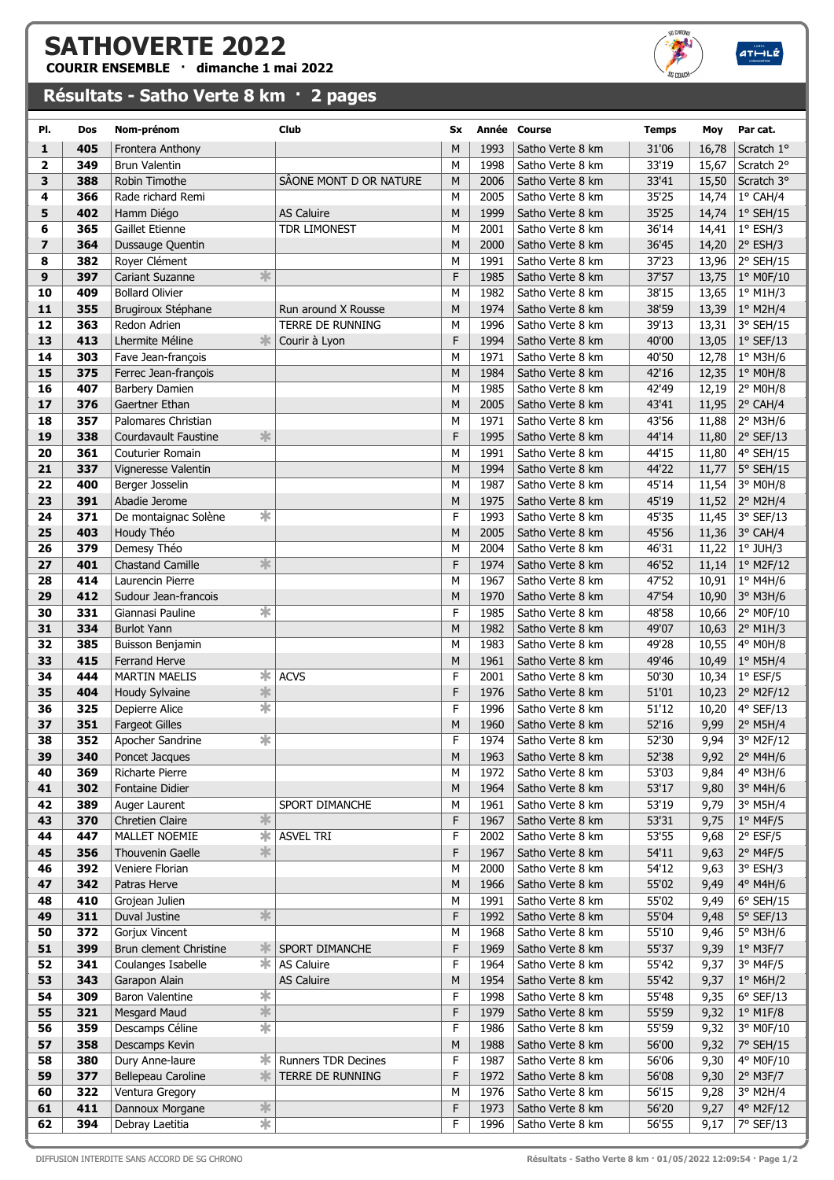# SATHOVERTE 2022

**COURIR ENSEMBLE · dimanche 1 mai 2022**

## Résultats - Satho Verte 8 km · 2 pages

| Pl. | Dos | Nom-prénom | | Club | Sx | Année | Course | Temps | Moy | Par cat. |
|---|---|---|---|---|---|---|---|---|---|---|
| 1 | 405 | Frontera Anthony | | | M | 1993 | Satho Verte 8 km | 31'06 | 16,78 | Scratch 1° |
| 2 | 349 | Brun Valentin | | | M | 1998 | Satho Verte 8 km | 33'19 | 15,67 | Scratch 2° |
| 3 | 388 | Robin Timothe | | SÂONE MONT D OR NATURE | M | 2006 | Satho Verte 8 km | 33'41 | 15,50 | Scratch 3° |
| 4 | 366 | Rade richard Remi | | | M | 2005 | Satho Verte 8 km | 35'25 | 14,74 | 1° CAH/4 |
| 5 | 402 | Hamm Diégo | | AS Caluire | M | 1999 | Satho Verte 8 km | 35'25 | 14,74 | 1° SEH/15 |
| 6 | 365 | Gaillet Etienne | | TDR LIMONEST | M | 2001 | Satho Verte 8 km | 36'14 | 14,41 | 1° ESH/3 |
| 7 | 364 | Dussauge Quentin | | | M | 2000 | Satho Verte 8 km | 36'45 | 14,20 | 2° ESH/3 |
| 8 | 382 | Royer Clément | | | M | 1991 | Satho Verte 8 km | 37'23 | 13,96 | 2° SEH/15 |
| 9 | 397 | Cariant Suzanne | * | | F | 1985 | Satho Verte 8 km | 37'57 | 13,75 | 1° M0F/10 |
| 10 | 409 | Bollard Olivier | | | M | 1982 | Satho Verte 8 km | 38'15 | 13,65 | 1° M1H/3 |
| 11 | 355 | Brugiroux Stéphane | | Run around X Rousse | M | 1974 | Satho Verte 8 km | 38'59 | 13,39 | 1° M2H/4 |
| 12 | 363 | Redon Adrien | | TERRE DE RUNNING | M | 1996 | Satho Verte 8 km | 39'13 | 13,31 | 3° SEH/15 |
| 13 | 413 | Lhermite Méline | * | Courir à Lyon | F | 1994 | Satho Verte 8 km | 40'00 | 13,05 | 1° SEF/13 |
| 14 | 303 | Fave Jean-françois | | | M | 1971 | Satho Verte 8 km | 40'50 | 12,78 | 1° M3H/6 |
| 15 | 375 | Ferrec Jean-françois | | | M | 1984 | Satho Verte 8 km | 42'16 | 12,35 | 1° M0H/8 |
| 16 | 407 | Barbery Damien | | | M | 1985 | Satho Verte 8 km | 42'49 | 12,19 | 2° M0H/8 |
| 17 | 376 | Gaertner Ethan | | | M | 2005 | Satho Verte 8 km | 43'41 | 11,95 | 2° CAH/4 |
| 18 | 357 | Palomares Christian | | | M | 1971 | Satho Verte 8 km | 43'56 | 11,88 | 2° M3H/6 |
| 19 | 338 | Courdavault Faustine | * | | F | 1995 | Satho Verte 8 km | 44'14 | 11,80 | 2° SEF/13 |
| 20 | 361 | Couturier Romain | | | M | 1991 | Satho Verte 8 km | 44'15 | 11,80 | 4° SEH/15 |
| 21 | 337 | Vigneresse Valentin | | | M | 1994 | Satho Verte 8 km | 44'22 | 11,77 | 5° SEH/15 |
| 22 | 400 | Berger Josselin | | | M | 1987 | Satho Verte 8 km | 45'14 | 11,54 | 3° M0H/8 |
| 23 | 391 | Abadie Jerome | | | M | 1975 | Satho Verte 8 km | 45'19 | 11,52 | 2° M2H/4 |
| 24 | 371 | De montaignac Solène | * | | F | 1993 | Satho Verte 8 km | 45'35 | 11,45 | 3° SEF/13 |
| 25 | 403 | Houdy Théo | | | M | 2005 | Satho Verte 8 km | 45'56 | 11,36 | 3° CAH/4 |
| 26 | 379 | Demesy Théo | | | M | 2004 | Satho Verte 8 km | 46'31 | 11,22 | 1° JUH/3 |
| 27 | 401 | Chastand Camille | * | | F | 1974 | Satho Verte 8 km | 46'52 | 11,14 | 1° M2F/12 |
| 28 | 414 | Laurencin Pierre | | | M | 1967 | Satho Verte 8 km | 47'52 | 10,91 | 1° M4H/6 |
| 29 | 412 | Sudour Jean-francois | | | M | 1970 | Satho Verte 8 km | 47'54 | 10,90 | 3° M3H/6 |
| 30 | 331 | Giannasi Pauline | * | | F | 1985 | Satho Verte 8 km | 48'58 | 10,66 | 2° M0F/10 |
| 31 | 334 | Burlot Yann | | | M | 1982 | Satho Verte 8 km | 49'07 | 10,63 | 2° M1H/3 |
| 32 | 385 | Buisson Benjamin | | | M | 1983 | Satho Verte 8 km | 49'28 | 10,55 | 4° M0H/8 |
| 33 | 415 | Ferrand Herve | | | M | 1961 | Satho Verte 8 km | 49'46 | 10,49 | 1° M5H/4 |
| 34 | 444 | MARTIN MAELIS | * | ACVS | F | 2001 | Satho Verte 8 km | 50'30 | 10,34 | 1° ESF/5 |
| 35 | 404 | Houdy Sylvaine | * | | F | 1976 | Satho Verte 8 km | 51'01 | 10,23 | 2° M2F/12 |
| 36 | 325 | Depierre Alice | * | | F | 1996 | Satho Verte 8 km | 51'12 | 10,20 | 4° SEF/13 |
| 37 | 351 | Fargeot Gilles | | | M | 1960 | Satho Verte 8 km | 52'16 | 9,99 | 2° M5H/4 |
| 38 | 352 | Apocher Sandrine | * | | F | 1974 | Satho Verte 8 km | 52'30 | 9,94 | 3° M2F/12 |
| 39 | 340 | Poncet Jacques | | | M | 1963 | Satho Verte 8 km | 52'38 | 9,92 | 2° M4H/6 |
| 40 | 369 | Richarte Pierre | | | M | 1972 | Satho Verte 8 km | 53'03 | 9,84 | 4° M3H/6 |
| 41 | 302 | Fontaine Didier | | | M | 1964 | Satho Verte 8 km | 53'17 | 9,80 | 3° M4H/6 |
| 42 | 389 | Auger Laurent | | SPORT DIMANCHE | M | 1961 | Satho Verte 8 km | 53'19 | 9,79 | 3° M5H/4 |
| 43 | 370 | Chretien Claire | * | | F | 1967 | Satho Verte 8 km | 53'31 | 9,75 | 1° M4F/5 |
| 44 | 447 | MALLET NOEMIE | * | ASVEL TRI | F | 2002 | Satho Verte 8 km | 53'55 | 9,68 | 2° ESF/5 |
| 45 | 356 | Thouvenin Gaelle | * | | F | 1967 | Satho Verte 8 km | 54'11 | 9,63 | 2° M4F/5 |
| 46 | 392 | Veniere Florian | | | M | 2000 | Satho Verte 8 km | 54'12 | 9,63 | 3° ESH/3 |
| 47 | 342 | Patras Herve | | | M | 1966 | Satho Verte 8 km | 55'02 | 9,49 | 4° M4H/6 |
| 48 | 410 | Grojean Julien | | | M | 1991 | Satho Verte 8 km | 55'02 | 9,49 | 6° SEH/15 |
| 49 | 311 | Duval Justine | * | | F | 1992 | Satho Verte 8 km | 55'04 | 9,48 | 5° SEF/13 |
| 50 | 372 | Gorjux Vincent | | | M | 1968 | Satho Verte 8 km | 55'10 | 9,46 | 5° M3H/6 |
| 51 | 399 | Brun clement Christine | * | SPORT DIMANCHE | F | 1969 | Satho Verte 8 km | 55'37 | 9,39 | 1° M3F/7 |
| 52 | 341 | Coulanges Isabelle | * | AS Caluire | F | 1964 | Satho Verte 8 km | 55'42 | 9,37 | 3° M4F/5 |
| 53 | 343 | Garapon Alain | | AS Caluire | M | 1954 | Satho Verte 8 km | 55'42 | 9,37 | 1° M6H/2 |
| 54 | 309 | Baron Valentine | * | | F | 1998 | Satho Verte 8 km | 55'48 | 9,35 | 6° SEF/13 |
| 55 | 321 | Mesgard Maud | * | | F | 1979 | Satho Verte 8 km | 55'59 | 9,32 | 1° M1F/8 |
| 56 | 359 | Descamps Céline | * | | F | 1986 | Satho Verte 8 km | 55'59 | 9,32 | 3° M0F/10 |
| 57 | 358 | Descamps Kevin | | | M | 1988 | Satho Verte 8 km | 56'00 | 9,32 | 7° SEH/15 |
| 58 | 380 | Dury Anne-laure | * | Runners TDR Decines | F | 1987 | Satho Verte 8 km | 56'06 | 9,30 | 4° M0F/10 |
| 59 | 377 | Bellepeau Caroline | * | TERRE DE RUNNING | F | 1972 | Satho Verte 8 km | 56'08 | 9,30 | 2° M3F/7 |
| 60 | 322 | Ventura Gregory | | | M | 1976 | Satho Verte 8 km | 56'15 | 9,28 | 3° M2H/4 |
| 61 | 411 | Dannoux Morgane | * | | F | 1973 | Satho Verte 8 km | 56'20 | 9,27 | 4° M2F/12 |
| 62 | 394 | Debray Laetitia | * | | F | 1996 | Satho Verte 8 km | 56'55 | 9,17 | 7° SEF/13 |

DIFFUSION INTERDITE SANS ACCORD DE SG CHRONO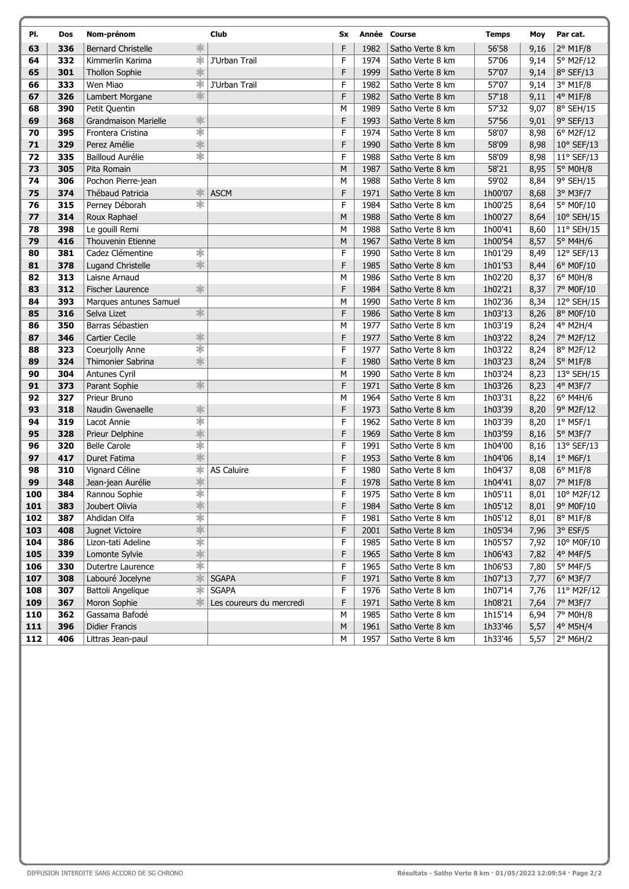| Pl. | Dos | Nom-prénom | | Club | Sx | Année | Course | Temps | Moy | Par cat. |
|---|---|---|---|---|---|---|---|---|---|---|
| 63 | 336 | Bernard Christelle | * | | F | 1982 | Satho Verte 8 km | 56'58 | 9,16 | 2° M1F/8 |
| 64 | 332 | Kimmerlin Karima | * | J'Urban Trail | F | 1974 | Satho Verte 8 km | 57'06 | 9,14 | 5° M2F/12 |
| 65 | 301 | Thollon Sophie | * | | F | 1999 | Satho Verte 8 km | 57'07 | 9,14 | 8° SEF/13 |
| 66 | 333 | Wen Miao | * | J'Urban Trail | F | 1982 | Satho Verte 8 km | 57'07 | 9,14 | 3° M1F/8 |
| 67 | 326 | Lambert Morgane | * | | F | 1982 | Satho Verte 8 km | 57'18 | 9,11 | 4° M1F/8 |
| 68 | 390 | Petit Quentin | | | M | 1989 | Satho Verte 8 km | 57'32 | 9,07 | 8° SEH/15 |
| 69 | 368 | Grandmaison Marielle | * | | F | 1993 | Satho Verte 8 km | 57'56 | 9,01 | 9° SEF/13 |
| 70 | 395 | Frontera Cristina | * | | F | 1974 | Satho Verte 8 km | 58'07 | 8,98 | 6° M2F/12 |
| 71 | 329 | Perez Amélie | * | | F | 1990 | Satho Verte 8 km | 58'09 | 8,98 | 10° SEF/13 |
| 72 | 335 | Bailloud Aurélie | * | | F | 1988 | Satho Verte 8 km | 58'09 | 8,98 | 11° SEF/13 |
| 73 | 305 | Pita Romain | | | M | 1987 | Satho Verte 8 km | 58'21 | 8,95 | 5° M0H/8 |
| 74 | 306 | Pochon Pierre-jean | | | M | 1988 | Satho Verte 8 km | 59'02 | 8,84 | 9° SEH/15 |
| 75 | 374 | Thébaud Patricia | * | ASCM | F | 1971 | Satho Verte 8 km | 1h00'07 | 8,68 | 3° M3F/7 |
| 76 | 315 | Perney Déborah | * | | F | 1984 | Satho Verte 8 km | 1h00'25 | 8,64 | 5° M0F/10 |
| 77 | 314 | Roux Raphael | | | M | 1988 | Satho Verte 8 km | 1h00'27 | 8,64 | 10° SEH/15 |
| 78 | 398 | Le gouill Remi | | | M | 1988 | Satho Verte 8 km | 1h00'41 | 8,60 | 11° SEH/15 |
| 79 | 416 | Thouvenin Etienne | | | M | 1967 | Satho Verte 8 km | 1h00'54 | 8,57 | 5° M4H/6 |
| 80 | 381 | Cadez Clémentine | * | | F | 1990 | Satho Verte 8 km | 1h01'29 | 8,49 | 12° SEF/13 |
| 81 | 378 | Lugand Christelle | * | | F | 1985 | Satho Verte 8 km | 1h01'53 | 8,44 | 6° M0F/10 |
| 82 | 313 | Laisne Arnaud | | | M | 1986 | Satho Verte 8 km | 1h02'20 | 8,37 | 6° M0H/8 |
| 83 | 312 | Fischer Laurence | * | | F | 1984 | Satho Verte 8 km | 1h02'21 | 8,37 | 7° M0F/10 |
| 84 | 393 | Marques antunes Samuel | | | M | 1990 | Satho Verte 8 km | 1h02'36 | 8,34 | 12° SEH/15 |
| 85 | 316 | Selva Lizet | * | | F | 1986 | Satho Verte 8 km | 1h03'13 | 8,26 | 8° M0F/10 |
| 86 | 350 | Barras Sébastien | | | M | 1977 | Satho Verte 8 km | 1h03'19 | 8,24 | 4° M2H/4 |
| 87 | 346 | Cartier Cecile | * | | F | 1977 | Satho Verte 8 km | 1h03'22 | 8,24 | 7° M2F/12 |
| 88 | 323 | Coeurjolly Anne | * | | F | 1977 | Satho Verte 8 km | 1h03'22 | 8,24 | 8° M2F/12 |
| 89 | 324 | Thimonier Sabrina | * | | F | 1980 | Satho Verte 8 km | 1h03'23 | 8,24 | 5° M1F/8 |
| 90 | 304 | Antunes Cyril | | | M | 1990 | Satho Verte 8 km | 1h03'24 | 8,23 | 13° SEH/15 |
| 91 | 373 | Parant Sophie | * | | F | 1971 | Satho Verte 8 km | 1h03'26 | 8,23 | 4° M3F/7 |
| 92 | 327 | Prieur Bruno | | | M | 1964 | Satho Verte 8 km | 1h03'31 | 8,22 | 6° M4H/6 |
| 93 | 318 | Naudin Gwenaelle | * | | F | 1973 | Satho Verte 8 km | 1h03'39 | 8,20 | 9° M2F/12 |
| 94 | 319 | Lacot Annie | * | | F | 1962 | Satho Verte 8 km | 1h03'39 | 8,20 | 1° M5F/1 |
| 95 | 328 | Prieur Delphine | * | | F | 1969 | Satho Verte 8 km | 1h03'59 | 8,16 | 5° M3F/7 |
| 96 | 320 | Belle Carole | * | | F | 1991 | Satho Verte 8 km | 1h04'00 | 8,16 | 13° SEF/13 |
| 97 | 417 | Duret Fatima | * | | F | 1953 | Satho Verte 8 km | 1h04'06 | 8,14 | 1° M6F/1 |
| 98 | 310 | Vignard Céline | * | AS Caluire | F | 1980 | Satho Verte 8 km | 1h04'37 | 8,08 | 6° M1F/8 |
| 99 | 348 | Jean-jean Aurélie | * | | F | 1978 | Satho Verte 8 km | 1h04'41 | 8,07 | 7° M1F/8 |
| 100 | 384 | Rannou Sophie | * | | F | 1975 | Satho Verte 8 km | 1h05'11 | 8,01 | 10° M2F/12 |
| 101 | 383 | Joubert Olivia | * | | F | 1984 | Satho Verte 8 km | 1h05'12 | 8,01 | 9° M0F/10 |
| 102 | 387 | Ahdidan Olfa | * | | F | 1981 | Satho Verte 8 km | 1h05'12 | 8,01 | 8° M1F/8 |
| 103 | 408 | Jugnet Victoire | * | | F | 2001 | Satho Verte 8 km | 1h05'34 | 7,96 | 3° ESF/5 |
| 104 | 386 | Lizon-tati Adeline | * | | F | 1985 | Satho Verte 8 km | 1h05'57 | 7,92 | 10° M0F/10 |
| 105 | 339 | Lomonte Sylvie | * | | F | 1965 | Satho Verte 8 km | 1h06'43 | 7,82 | 4° M4F/5 |
| 106 | 330 | Dutertre Laurence | * | | F | 1965 | Satho Verte 8 km | 1h06'53 | 7,80 | 5° M4F/5 |
| 107 | 308 | Labouré Jocelyne | * | SGAPA | F | 1971 | Satho Verte 8 km | 1h07'13 | 7,77 | 6° M3F/7 |
| 108 | 307 | Battoli Angelique | * | SGAPA | F | 1976 | Satho Verte 8 km | 1h07'14 | 7,76 | 11° M2F/12 |
| 109 | 367 | Moron Sophie | * | Les coureurs du mercredi | F | 1971 | Satho Verte 8 km | 1h08'21 | 7,64 | 7° M3F/7 |
| 110 | 362 | Gassama Bafodé | | | M | 1985 | Satho Verte 8 km | 1h15'14 | 6,94 | 7° M0H/8 |
| 111 | 396 | Didier Francis | | | M | 1961 | Satho Verte 8 km | 1h33'46 | 5,57 | 4° M5H/4 |
| 112 | 406 | Littras Jean-paul | | | M | 1957 | Satho Verte 8 km | 1h33'46 | 5,57 | 2° M6H/2 |

DIFFUSION INTERDITE SANS ACCORD DE SG CHRONO

Résultats - Satho Verte 8 km · 01/05/2022 12:09:54